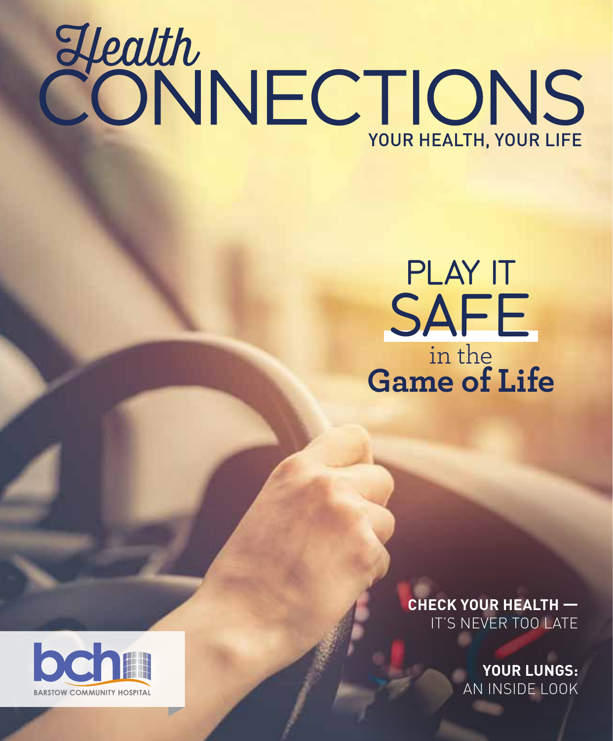# Health CONNECTIONS

YOUR HEALTH, YOUR LIFE

## PLAY IT SAFE in the Game of Life

**CHECK YOUR HEALTH —** IT'S NEVER TOO LATE

**YOUR LUNGS:** AN INSIDE LOOK

bch BARSTOW COMMUNITY HOSPITAL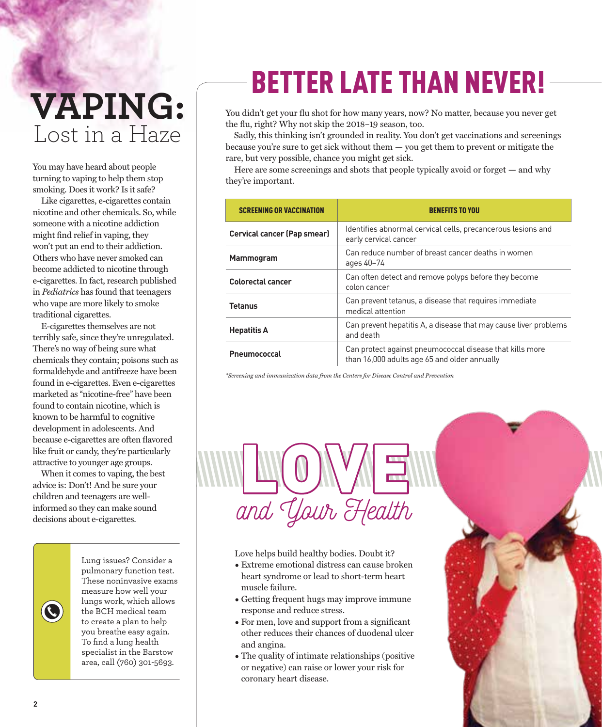# VAPING: Lost in a Haze

You may have heard about people turning to vaping to help them stop smoking. Does it work? Is it safe?

Like cigarettes, e-cigarettes contain nicotine and other chemicals. So, while someone with a nicotine addiction might find relief in vaping, they won't put an end to their addiction. Others who have never smoked can become addicted to nicotine through e-cigarettes. In fact, research published in *Pediatrics* has found that teenagers who vape are more likely to smoke traditional cigarettes.

E-cigarettes themselves are not terribly safe, since they're unregulated. There's no way of being sure what chemicals they contain; poisons such as formaldehyde and antifreeze have been found in e-cigarettes. Even e-cigarettes marketed as "nicotine-free" have been found to contain nicotine, which is known to be harmful to cognitive development in adolescents. And because e-cigarettes are often flavored like fruit or candy, they're particularly attractive to younger age groups.

When it comes to vaping, the best advice is: Don't! And be sure your children and teenagers are well-informed so they can make sound decisions about e-cigarettes.

> Lung issues? Consider a pulmonary function test. These noninvasive exams measure how well your lungs work, which allows the BCH medical team to create a plan to help you breathe easy again. To find a lung health specialist in the Barstow area, call (760) 301-5693.

# BETTER LATE THAN NEVER!

You didn't get your flu shot for how many years, now? No matter, because you never get the flu, right? Why not skip the 2018–19 season, too.

Sadly, this thinking isn't grounded in reality. You don't get vaccinations and screenings because you're sure to get sick without them — you get them to prevent or mitigate the rare, but very possible, chance you might get sick.

Here are some screenings and shots that people typically avoid or forget — and why they're important.

| SCREENING OR VACCINATION | BENEFITS TO YOU |
|---|---|
| **Cervical cancer (Pap smear)** | Identifies abnormal cervical cells, precancerous lesions and early cervical cancer |
| **Mammogram** | Can reduce number of breast cancer deaths in women ages 40–74 |
| **Colorectal cancer** | Can often detect and remove polyps before they become colon cancer |
| **Tetanus** | Can prevent tetanus, a disease that requires immediate medical attention |
| **Hepatitis A** | Can prevent hepatitis A, a disease that may cause liver problems and death |
| **Pneumococcal** | Can protect against pneumococcal disease that kills more than 16,000 adults age 65 and older annually |

*\*Screening and immunization data from the Centers for Disease Control and Prevention*

# LOVE and Your Health

Love helps build healthy bodies. Doubt it?

- Extreme emotional distress can cause broken heart syndrome or lead to short-term heart muscle failure.
- Getting frequent hugs may improve immune response and reduce stress.
- For men, love and support from a significant other reduces their chances of duodenal ulcer and angina.
- The quality of intimate relationships (positive or negative) can raise or lower your risk for coronary heart disease.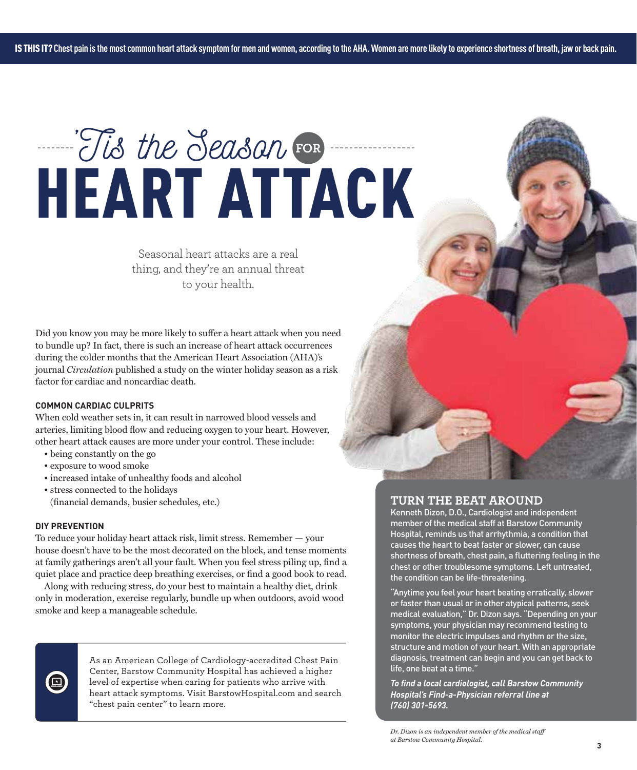**IS THIS IT?** Chest pain is the most common heart attack symptom for men and women, according to the AHA. Women are more likely to experience shortness of breath, jaw or back pain.

# 'Tis the Season FOR HEART ATTACK

Seasonal heart attacks are a real thing, and they're an annual threat to your health.

Did you know you may be more likely to suffer a heart attack when you need to bundle up? In fact, there is such an increase of heart attack occurrences during the colder months that the American Heart Association (AHA)'s journal *Circulation* published a study on the winter holiday season as a risk factor for cardiac and noncardiac death.

### COMMON CARDIAC CULPRITS

When cold weather sets in, it can result in narrowed blood vessels and arteries, limiting blood flow and reducing oxygen to your heart. However, other heart attack causes are more under your control. These include:

- being constantly on the go
- exposure to wood smoke
- increased intake of unhealthy foods and alcohol
- stress connected to the holidays (financial demands, busier schedules, etc.)

### DIY PREVENTION

To reduce your holiday heart attack risk, limit stress. Remember — your house doesn't have to be the most decorated on the block, and tense moments at family gatherings aren't all your fault. When you feel stress piling up, find a quiet place and practice deep breathing exercises, or find a good book to read.

Along with reducing stress, do your best to maintain a healthy diet, drink only in moderation, exercise regularly, bundle up when outdoors, avoid wood smoke and keep a manageable schedule.

As an American College of Cardiology-accredited Chest Pain Center, Barstow Community Hospital has achieved a higher level of expertise when caring for patients who arrive with heart attack symptoms. Visit BarstowHospital.com and search "chest pain center" to learn more.

## TURN THE BEAT AROUND

Kenneth Dizon, D.O., Cardiologist and independent member of the medical staff at Barstow Community Hospital, reminds us that arrhythmia, a condition that causes the heart to beat faster or slower, can cause shortness of breath, chest pain, a fluttering feeling in the chest or other troublesome symptoms. Left untreated, the condition can be life-threatening.

"Anytime you feel your heart beating erratically, slower or faster than usual or in other atypical patterns, seek medical evaluation," Dr. Dizon says. "Depending on your symptoms, your physician may recommend testing to monitor the electric impulses and rhythm or the size, structure and motion of your heart. With an appropriate diagnosis, treatment can begin and you can get back to life, one beat at a time."

***To find a local cardiologist, call Barstow Community Hospital's Find-a-Physician referral line at (760) 301-5693.***

*Dr. Dizon is an independent member of the medical staff at Barstow Community Hospital.*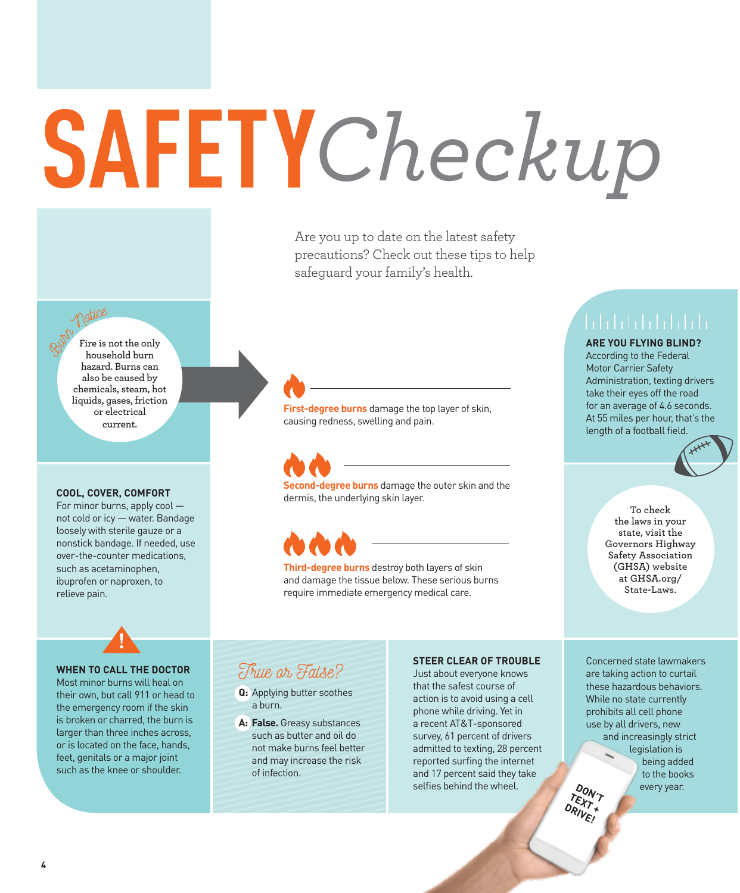# SAFETY *Checkup*

Are you up to date on the latest safety precautions? Check out these tips to help safeguard your family's health.

## *Burn Notice*

Fire is not the only household burn hazard. Burns can also be caused by chemicals, steam, hot liquids, gases, friction or electrical current.

**First-degree burns** damage the top layer of skin, causing redness, swelling and pain.

**Second-degree burns** damage the outer skin and the dermis, the underlying skin layer.

**Third-degree burns** destroy both layers of skin and damage the tissue below. These serious burns require immediate emergency medical care.

### COOL, COVER, COMFORT

For minor burns, apply cool — not cold or icy — water. Bandage loosely with sterile gauze or a nonstick bandage. If needed, use over-the-counter medications, such as acetaminophen, ibuprofen or naproxen, to relieve pain.

### WHEN TO CALL THE DOCTOR

Most minor burns will heal on their own, but call 911 or head to the emergency room if the skin is broken or charred, the burn is larger than three inches across, or is located on the face, hands, feet, genitals or a major joint such as the knee or shoulder.

### *True or False?*

**Q:** Applying butter soothes a burn.

**A:** **False.** Greasy substances such as butter and oil do not make burns feel better and may increase the risk of infection.

### ARE YOU FLYING BLIND?

According to the Federal Motor Carrier Safety Administration, texting drivers take their eyes off the road for an average of 4.6 seconds. At 55 miles per hour, that's the length of a football field.

To check the laws in your state, visit the Governors Highway Safety Association (GHSA) website at GHSA.org/State-Laws.

### STEER CLEAR OF TROUBLE

Just about everyone knows that the safest course of action is to avoid using a cell phone while driving. Yet in a recent AT&T-sponsored survey, 61 percent of drivers admitted to texting, 28 percent reported surfing the internet and 17 percent said they take selfies behind the wheel.

Concerned state lawmakers are taking action to curtail these hazardous behaviors. While no state currently prohibits all cell phone use by all drivers, new and increasingly strict legislation is being added to the books every year.

DON'T TEXT + DRIVE!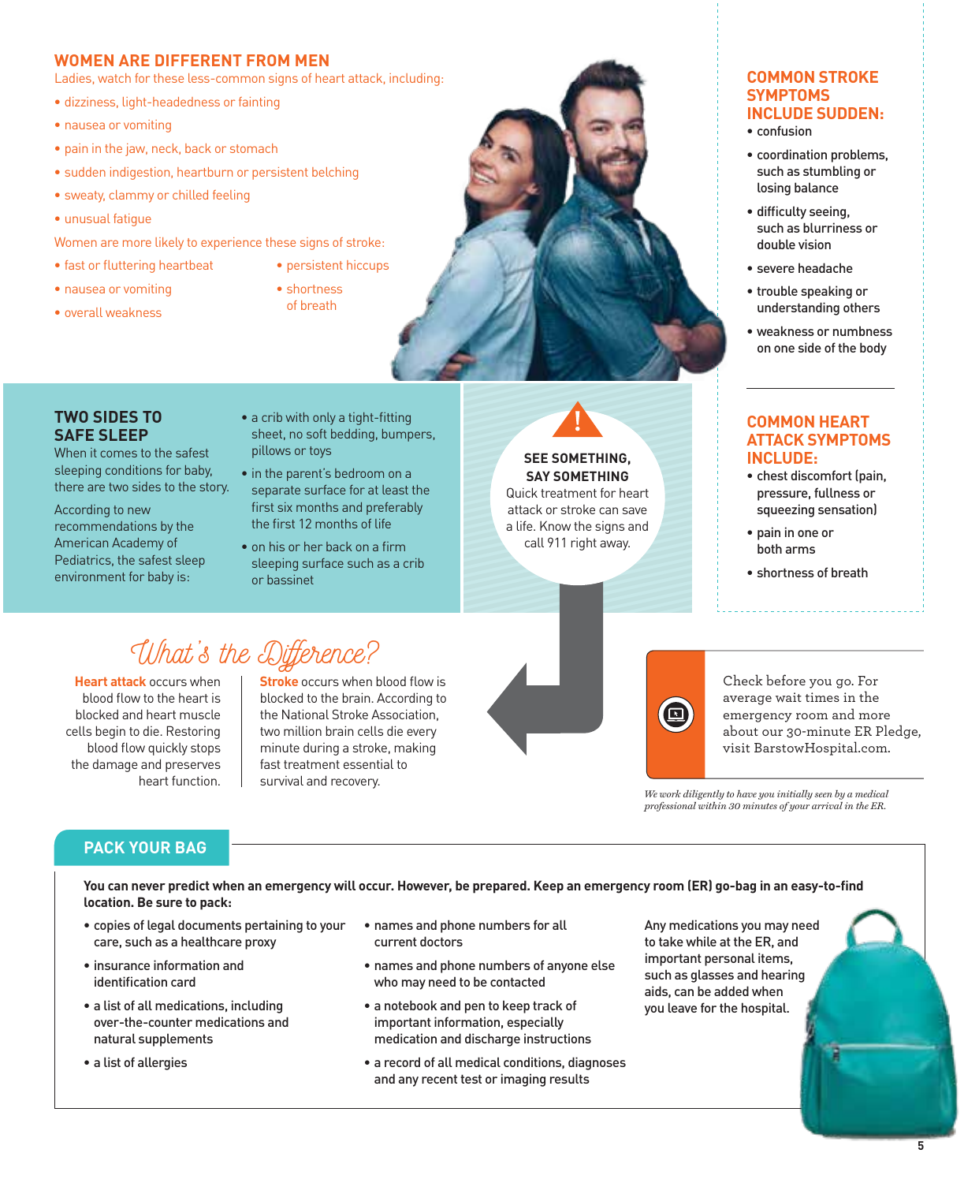## WOMEN ARE DIFFERENT FROM MEN

Ladies, watch for these less-common signs of heart attack, including:

- dizziness, light-headedness or fainting
- nausea or vomiting
- pain in the jaw, neck, back or stomach
- sudden indigestion, heartburn or persistent belching
- sweaty, clammy or chilled feeling
- unusual fatigue

Women are more likely to experience these signs of stroke:

- fast or fluttering heartbeat
- nausea or vomiting
- overall weakness
- persistent hiccups
- shortness of breath

## COMMON STROKE SYMPTOMS INCLUDE SUDDEN:

- confusion
- coordination problems, such as stumbling or losing balance
- difficulty seeing, such as blurriness or double vision
- severe headache
- trouble speaking or understanding others
- weakness or numbness on one side of the body

## COMMON HEART ATTACK SYMPTOMS INCLUDE:

- chest discomfort (pain, pressure, fullness or squeezing sensation)
- pain in one or both arms
- shortness of breath

## TWO SIDES TO SAFE SLEEP

When it comes to the safest sleeping conditions for baby, there are two sides to the story.

According to new recommendations by the American Academy of Pediatrics, the safest sleep environment for baby is:

- a crib with only a tight-fitting sheet, no soft bedding, bumpers, pillows or toys
- in the parent's bedroom on a separate surface for at least the first six months and preferably the first 12 months of life
- on his or her back on a firm sleeping surface such as a crib or bassinet

**SEE SOMETHING, SAY SOMETHING**

Quick treatment for heart attack or stroke can save a life. Know the signs and call 911 right away.

## What's the Difference?

**Heart attack** occurs when blood flow to the heart is blocked and heart muscle cells begin to die. Restoring blood flow quickly stops the damage and preserves heart function.

**Stroke** occurs when blood flow is blocked to the brain. According to the National Stroke Association, two million brain cells die every minute during a stroke, making fast treatment essential to survival and recovery.

Check before you go. For average wait times in the emergency room and more about our 30-minute ER Pledge, visit BarstowHospital.com.

*We work diligently to have you initially seen by a medical professional within 30 minutes of your arrival in the ER.*

## PACK YOUR BAG

**You can never predict when an emergency will occur. However, be prepared. Keep an emergency room (ER) go-bag in an easy-to-find location. Be sure to pack:**

- copies of legal documents pertaining to your care, such as a healthcare proxy
- insurance information and identification card
- a list of all medications, including over-the-counter medications and natural supplements
- a list of allergies
- names and phone numbers for all current doctors
- names and phone numbers of anyone else who may need to be contacted
- a notebook and pen to keep track of important information, especially medication and discharge instructions
- a record of all medical conditions, diagnoses and any recent test or imaging results

Any medications you may need to take while at the ER, and important personal items, such as glasses and hearing aids, can be added when you leave for the hospital.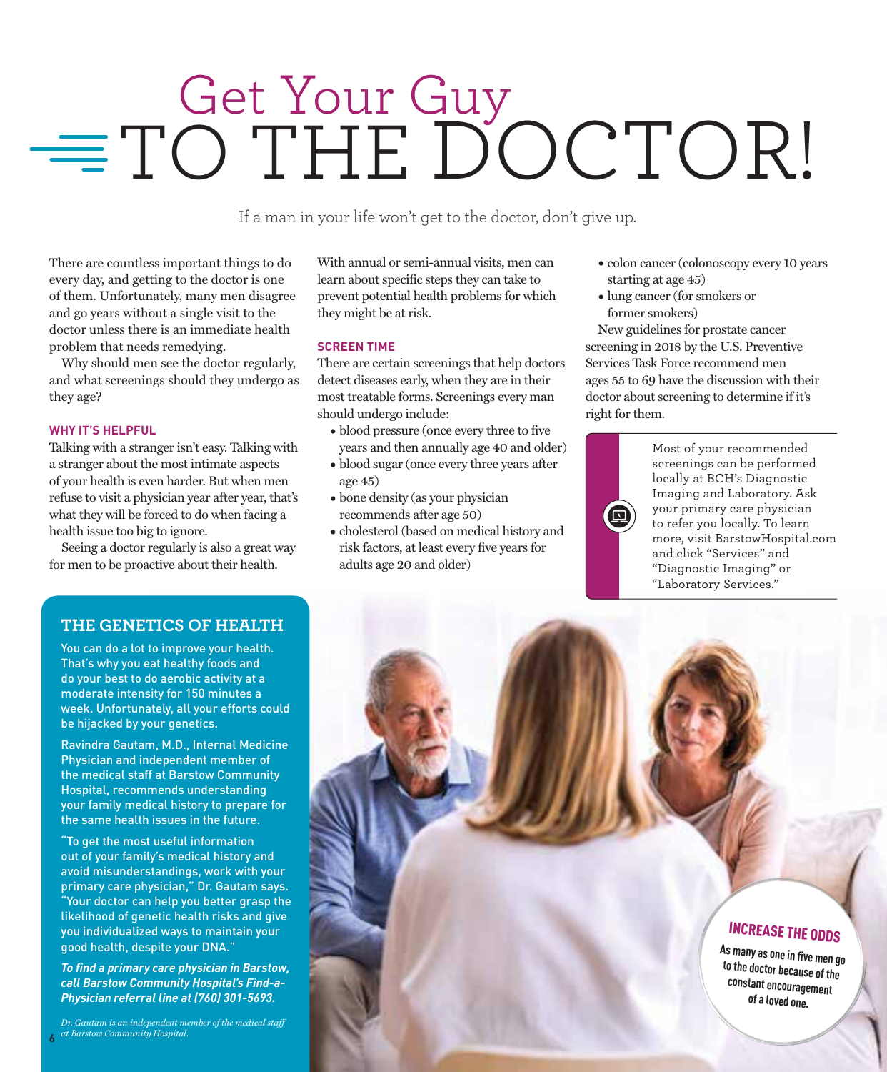# Get Your Guy TO THE DOCTOR!

If a man in your life won't get to the doctor, don't give up.

There are countless important things to do every day, and getting to the doctor is one of them. Unfortunately, many men disagree and go years without a single visit to the doctor unless there is an immediate health problem that needs remedying.

Why should men see the doctor regularly, and what screenings should they undergo as they age?

### WHY IT'S HELPFUL

Talking with a stranger isn't easy. Talking with a stranger about the most intimate aspects of your health is even harder. But when men refuse to visit a physician year after year, that's what they will be forced to do when facing a health issue too big to ignore.

Seeing a doctor regularly is also a great way for men to be proactive about their health. With annual or semi-annual visits, men can learn about specific steps they can take to prevent potential health problems for which they might be at risk.

### SCREEN TIME

There are certain screenings that help doctors detect diseases early, when they are in their most treatable forms. Screenings every man should undergo include:

- blood pressure (once every three to five years and then annually age 40 and older)
- blood sugar (once every three years after age 45)
- bone density (as your physician recommends after age 50)
- cholesterol (based on medical history and risk factors, at least every five years for adults age 20 and older)
- colon cancer (colonoscopy every 10 years starting at age 45)
- lung cancer (for smokers or former smokers)

New guidelines for prostate cancer screening in 2018 by the U.S. Preventive Services Task Force recommend men ages 55 to 69 have the discussion with their doctor about screening to determine if it's right for them.

Most of your recommended screenings can be performed locally at BCH's Diagnostic Imaging and Laboratory. Ask your primary care physician to refer you locally. To learn more, visit BarstowHospital.com and click "Services" and "Diagnostic Imaging" or "Laboratory Services."

## THE GENETICS OF HEALTH

You can do a lot to improve your health. That's why you eat healthy foods and do your best to do aerobic activity at a moderate intensity for 150 minutes a week. Unfortunately, all your efforts could be hijacked by your genetics.

Ravindra Gautam, M.D., Internal Medicine Physician and independent member of the medical staff at Barstow Community Hospital, recommends understanding your family medical history to prepare for the same health issues in the future.

"To get the most useful information out of your family's medical history and avoid misunderstandings, work with your primary care physician," Dr. Gautam says. "Your doctor can help you better grasp the likelihood of genetic health risks and give you individualized ways to maintain your good health, despite your DNA."

***To find a primary care physician in Barstow, call Barstow Community Hospital's Find-a-Physician referral line at (760) 301-5693.***

*Dr. Gautam is an independent member of the medical staff at Barstow Community Hospital.*

## INCREASE THE ODDS

**As many as one in five men go to the doctor because of the constant encouragement of a loved one.**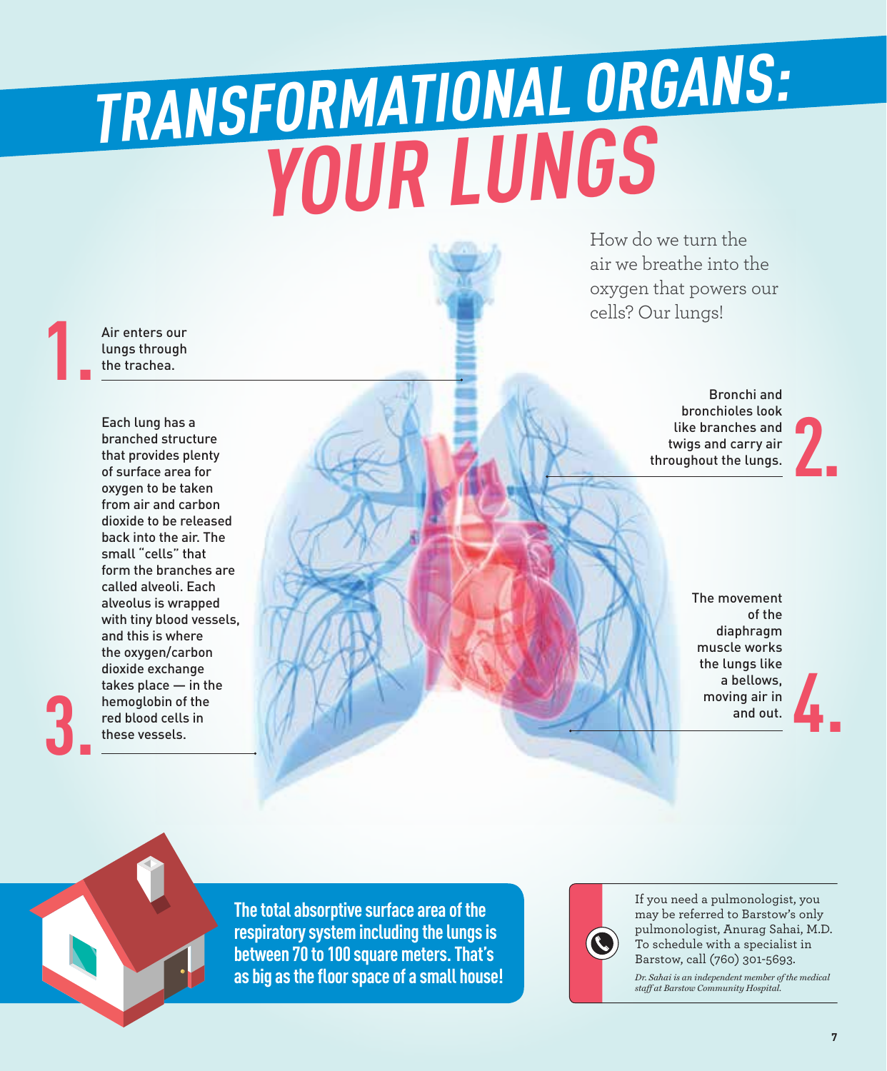# TRANSFORMATIONAL ORGANS: YOUR LUNGS

How do we turn the air we breathe into the oxygen that powers our cells? Our lungs!

**1.** Air enters our lungs through the trachea.

**2.** Bronchi and bronchioles look like branches and twigs and carry air throughout the lungs.

**3.** Each lung has a branched structure that provides plenty of surface area for oxygen to be taken from air and carbon dioxide to be released back into the air. The small "cells" that form the branches are called alveoli. Each alveolus is wrapped with tiny blood vessels, and this is where the oxygen/carbon dioxide exchange takes place — in the hemoglobin of the red blood cells in these vessels.

**4.** The movement of the diaphragm muscle works the lungs like a bellows, moving air in and out.

**The total absorptive surface area of the respiratory system including the lungs is between 70 to 100 square meters. That's as big as the floor space of a small house!**

If you need a pulmonologist, you may be referred to Barstow's only pulmonologist, Anurag Sahai, M.D. To schedule with a specialist in Barstow, call (760) 301-5693.

*Dr. Sahai is an independent member of the medical staff at Barstow Community Hospital.*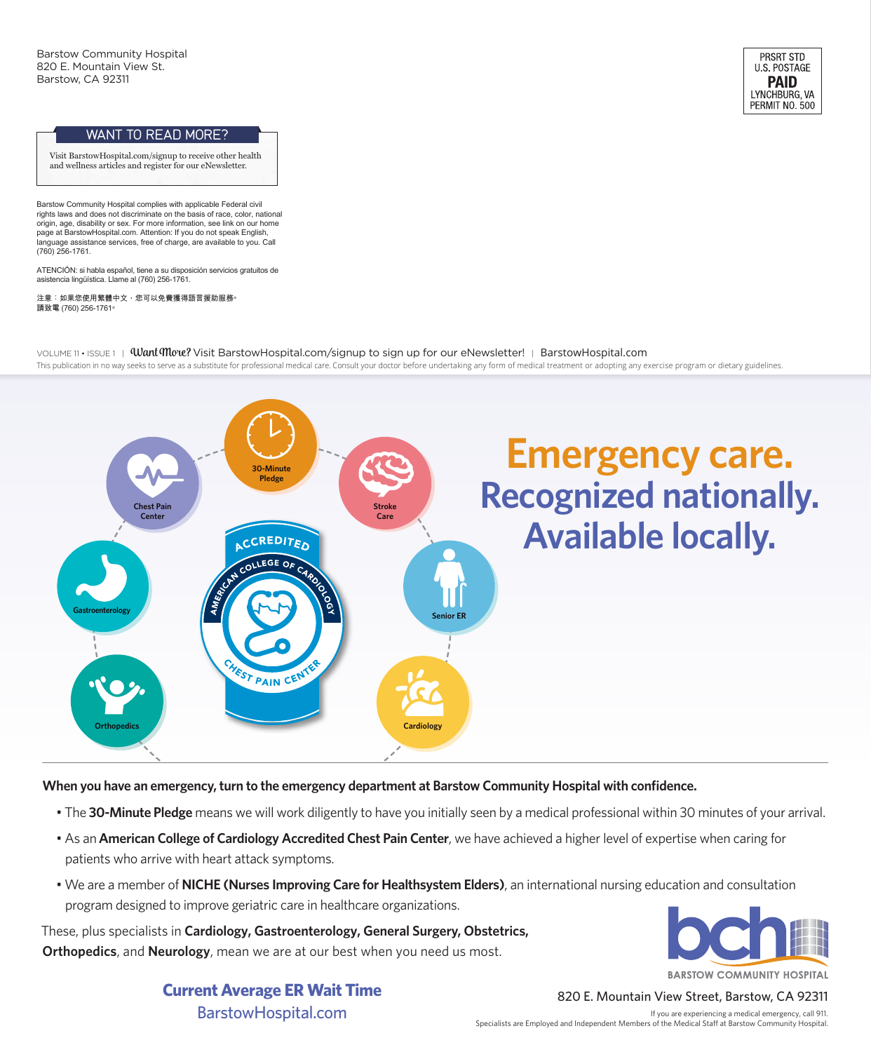Barstow Community Hospital
820 E. Mountain View St.
Barstow, CA 92311

PRSRT STD
U.S. POSTAGE
**PAID**
LYNCHBURG, VA
PERMIT NO. 500

## WANT TO READ MORE?

Visit BarstowHospital.com/signup to receive other health and wellness articles and register for our eNewsletter.

Barstow Community Hospital complies with applicable Federal civil rights laws and does not discriminate on the basis of race, color, national origin, age, disability or sex. For more information, see link on our home page at BarstowHospital.com. Attention: If you do not speak English, language assistance services, free of charge, are available to you. Call (760) 256-1761.

ATENCIÓN: si habla español, tiene a su disposición servicios gratuitos de asistencia lingüística. Llame al (760) 256-1761.

注意：如果您使用繁體中文，您可以免費獲得語言援助服務。請致電 (760) 256-1761。

VOLUME 11 • ISSUE 1 | *Want More?* Visit BarstowHospital.com/signup to sign up for our eNewsletter! | BarstowHospital.com

This publication in no way seeks to serve as a substitute for professional medical care. Consult your doctor before undertaking any form of medical treatment or adopting any exercise program or dietary guidelines.

Chest Pain Center
30-Minute Pledge
Stroke Care
Gastroenterology
Senior ER
Orthopedics
Cardiology
ACCREDITED
AMERICAN COLLEGE OF CARDIOLOGY
CHEST PAIN CENTER

# Emergency care. Recognized nationally. Available locally.

**When you have an emergency, turn to the emergency department at Barstow Community Hospital with confidence.**

- The **30-Minute Pledge** means we will work diligently to have you initially seen by a medical professional within 30 minutes of your arrival.
- As an **American College of Cardiology Accredited Chest Pain Center**, we have achieved a higher level of expertise when caring for patients who arrive with heart attack symptoms.
- We are a member of **NICHE (Nurses Improving Care for Healthsystem Elders)**, an international nursing education and consultation program designed to improve geriatric care in healthcare organizations.

These, plus specialists in **Cardiology, Gastroenterology, General Surgery, Obstetrics, Orthopedics**, and **Neurology**, mean we are at our best when you need us most.

**Current Average ER Wait Time**
BarstowHospital.com

bch
BARSTOW COMMUNITY HOSPITAL

820 E. Mountain View Street, Barstow, CA 92311

If you are experiencing a medical emergency, call 911.
Specialists are Employed and Independent Members of the Medical Staff at Barstow Community Hospital.